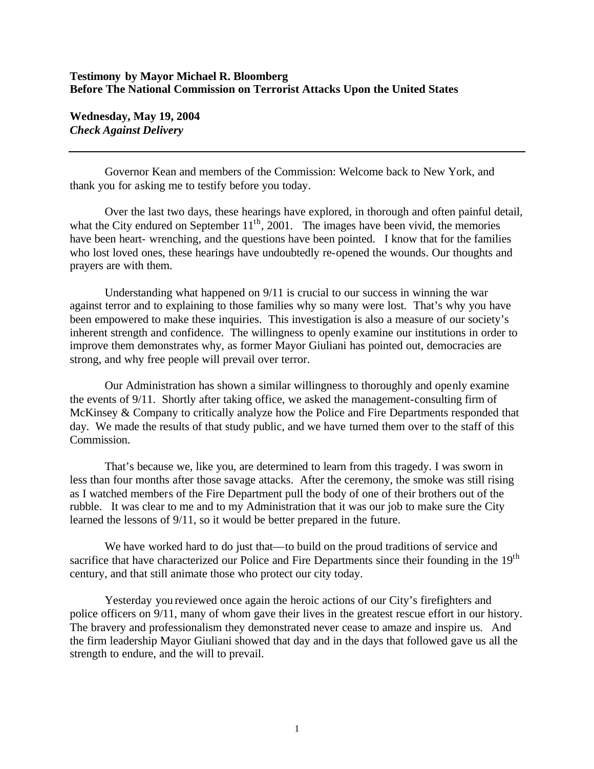**Testimony by Mayor Michael R. Bloomberg**
**Before The National Commission on Terrorist Attacks Upon the United States**

**Wednesday, May 19, 2004**
***Check Against Delivery***

---

Governor Kean and members of the Commission: Welcome back to New York, and thank you for asking me to testify before you today.

Over the last two days, these hearings have explored, in thorough and often painful detail, what the City endured on September 11th, 2001. The images have been vivid, the memories have been heart- wrenching, and the questions have been pointed. I know that for the families who lost loved ones, these hearings have undoubtedly re-opened the wounds. Our thoughts and prayers are with them.

Understanding what happened on 9/11 is crucial to our success in winning the war against terror and to explaining to those families why so many were lost. That's why you have been empowered to make these inquiries. This investigation is also a measure of our society's inherent strength and confidence. The willingness to openly examine our institutions in order to improve them demonstrates why, as former Mayor Giuliani has pointed out, democracies are strong, and why free people will prevail over terror.

Our Administration has shown a similar willingness to thoroughly and openly examine the events of 9/11. Shortly after taking office, we asked the management-consulting firm of McKinsey & Company to critically analyze how the Police and Fire Departments responded that day. We made the results of that study public, and we have turned them over to the staff of this Commission.

That's because we, like you, are determined to learn from this tragedy. I was sworn in less than four months after those savage attacks. After the ceremony, the smoke was still rising as I watched members of the Fire Department pull the body of one of their brothers out of the rubble. It was clear to me and to my Administration that it was our job to make sure the City learned the lessons of 9/11, so it would be better prepared in the future.

We have worked hard to do just that—to build on the proud traditions of service and sacrifice that have characterized our Police and Fire Departments since their founding in the 19th century, and that still animate those who protect our city today.

Yesterday you reviewed once again the heroic actions of our City's firefighters and police officers on 9/11, many of whom gave their lives in the greatest rescue effort in our history. The bravery and professionalism they demonstrated never cease to amaze and inspire us. And the firm leadership Mayor Giuliani showed that day and in the days that followed gave us all the strength to endure, and the will to prevail.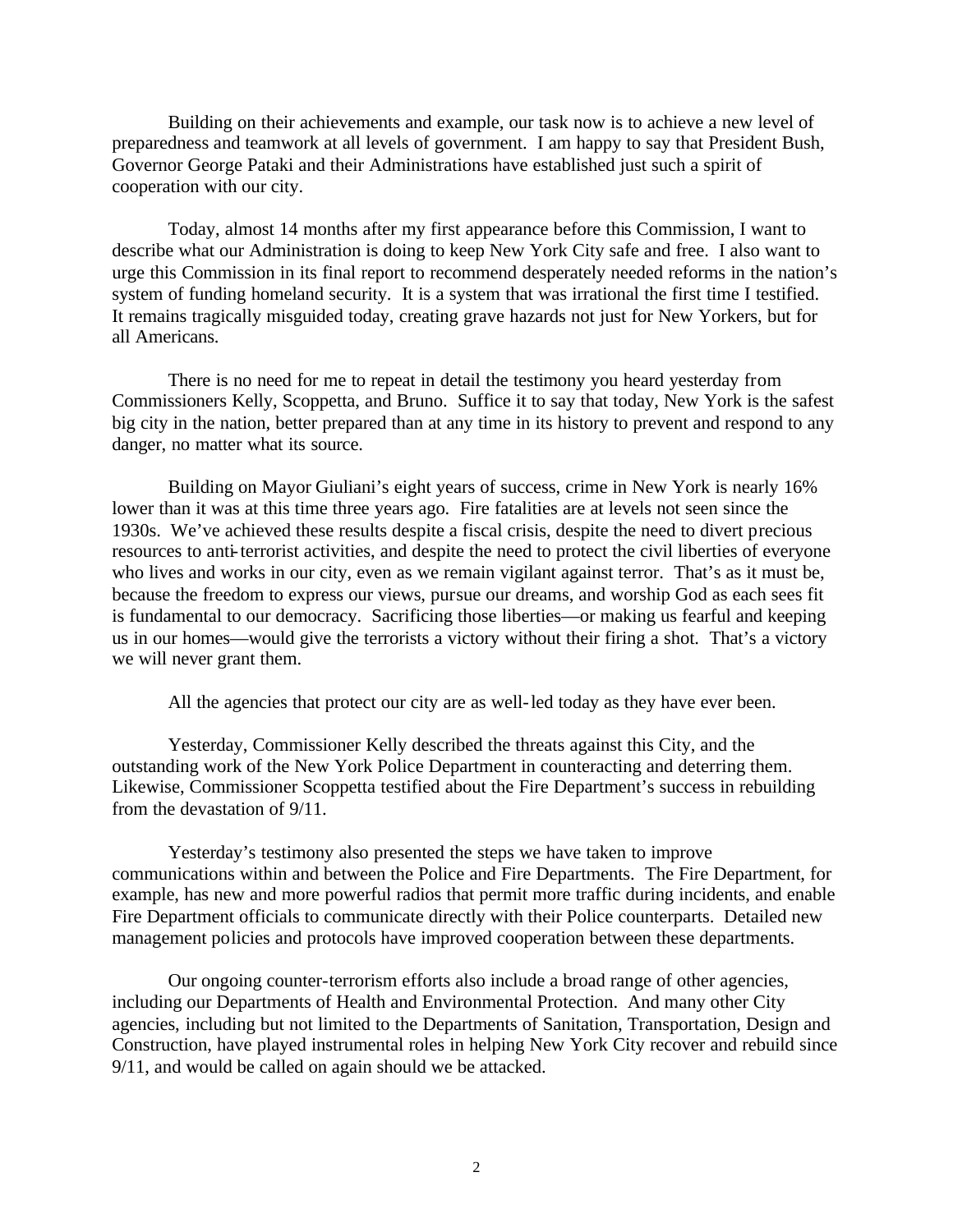Building on their achievements and example, our task now is to achieve a new level of preparedness and teamwork at all levels of government. I am happy to say that President Bush, Governor George Pataki and their Administrations have established just such a spirit of cooperation with our city.

Today, almost 14 months after my first appearance before this Commission, I want to describe what our Administration is doing to keep New York City safe and free. I also want to urge this Commission in its final report to recommend desperately needed reforms in the nation's system of funding homeland security. It is a system that was irrational the first time I testified. It remains tragically misguided today, creating grave hazards not just for New Yorkers, but for all Americans.

There is no need for me to repeat in detail the testimony you heard yesterday from Commissioners Kelly, Scoppetta, and Bruno. Suffice it to say that today, New York is the safest big city in the nation, better prepared than at any time in its history to prevent and respond to any danger, no matter what its source.

Building on Mayor Giuliani's eight years of success, crime in New York is nearly 16% lower than it was at this time three years ago. Fire fatalities are at levels not seen since the 1930s. We've achieved these results despite a fiscal crisis, despite the need to divert precious resources to anti-terrorist activities, and despite the need to protect the civil liberties of everyone who lives and works in our city, even as we remain vigilant against terror. That's as it must be, because the freedom to express our views, pursue our dreams, and worship God as each sees fit is fundamental to our democracy. Sacrificing those liberties—or making us fearful and keeping us in our homes—would give the terrorists a victory without their firing a shot. That's a victory we will never grant them.

All the agencies that protect our city are as well-led today as they have ever been.

Yesterday, Commissioner Kelly described the threats against this City, and the outstanding work of the New York Police Department in counteracting and deterring them. Likewise, Commissioner Scoppetta testified about the Fire Department's success in rebuilding from the devastation of 9/11.

Yesterday's testimony also presented the steps we have taken to improve communications within and between the Police and Fire Departments. The Fire Department, for example, has new and more powerful radios that permit more traffic during incidents, and enable Fire Department officials to communicate directly with their Police counterparts. Detailed new management policies and protocols have improved cooperation between these departments.

Our ongoing counter-terrorism efforts also include a broad range of other agencies, including our Departments of Health and Environmental Protection. And many other City agencies, including but not limited to the Departments of Sanitation, Transportation, Design and Construction, have played instrumental roles in helping New York City recover and rebuild since 9/11, and would be called on again should we be attacked.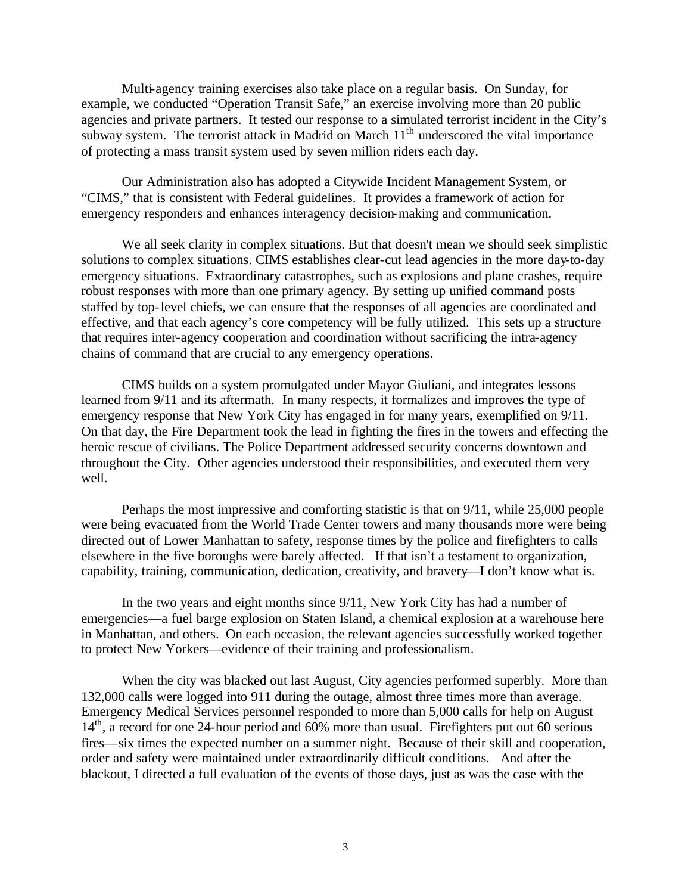Multi-agency training exercises also take place on a regular basis. On Sunday, for example, we conducted "Operation Transit Safe," an exercise involving more than 20 public agencies and private partners. It tested our response to a simulated terrorist incident in the City's subway system. The terrorist attack in Madrid on March 11th underscored the vital importance of protecting a mass transit system used by seven million riders each day.

Our Administration also has adopted a Citywide Incident Management System, or "CIMS," that is consistent with Federal guidelines. It provides a framework of action for emergency responders and enhances interagency decision-making and communication.

We all seek clarity in complex situations. But that doesn't mean we should seek simplistic solutions to complex situations. CIMS establishes clear-cut lead agencies in the more day-to-day emergency situations. Extraordinary catastrophes, such as explosions and plane crashes, require robust responses with more than one primary agency. By setting up unified command posts staffed by top-level chiefs, we can ensure that the responses of all agencies are coordinated and effective, and that each agency's core competency will be fully utilized. This sets up a structure that requires inter-agency cooperation and coordination without sacrificing the intra-agency chains of command that are crucial to any emergency operations.

CIMS builds on a system promulgated under Mayor Giuliani, and integrates lessons learned from 9/11 and its aftermath. In many respects, it formalizes and improves the type of emergency response that New York City has engaged in for many years, exemplified on 9/11. On that day, the Fire Department took the lead in fighting the fires in the towers and effecting the heroic rescue of civilians. The Police Department addressed security concerns downtown and throughout the City. Other agencies understood their responsibilities, and executed them very well.

Perhaps the most impressive and comforting statistic is that on 9/11, while 25,000 people were being evacuated from the World Trade Center towers and many thousands more were being directed out of Lower Manhattan to safety, response times by the police and firefighters to calls elsewhere in the five boroughs were barely affected. If that isn't a testament to organization, capability, training, communication, dedication, creativity, and bravery—I don't know what is.

In the two years and eight months since 9/11, New York City has had a number of emergencies—a fuel barge explosion on Staten Island, a chemical explosion at a warehouse here in Manhattan, and others. On each occasion, the relevant agencies successfully worked together to protect New Yorkers—evidence of their training and professionalism.

When the city was blacked out last August, City agencies performed superbly. More than 132,000 calls were logged into 911 during the outage, almost three times more than average. Emergency Medical Services personnel responded to more than 5,000 calls for help on August 14th, a record for one 24-hour period and 60% more than usual. Firefighters put out 60 serious fires—six times the expected number on a summer night. Because of their skill and cooperation, order and safety were maintained under extraordinarily difficult conditions. And after the blackout, I directed a full evaluation of the events of those days, just as was the case with the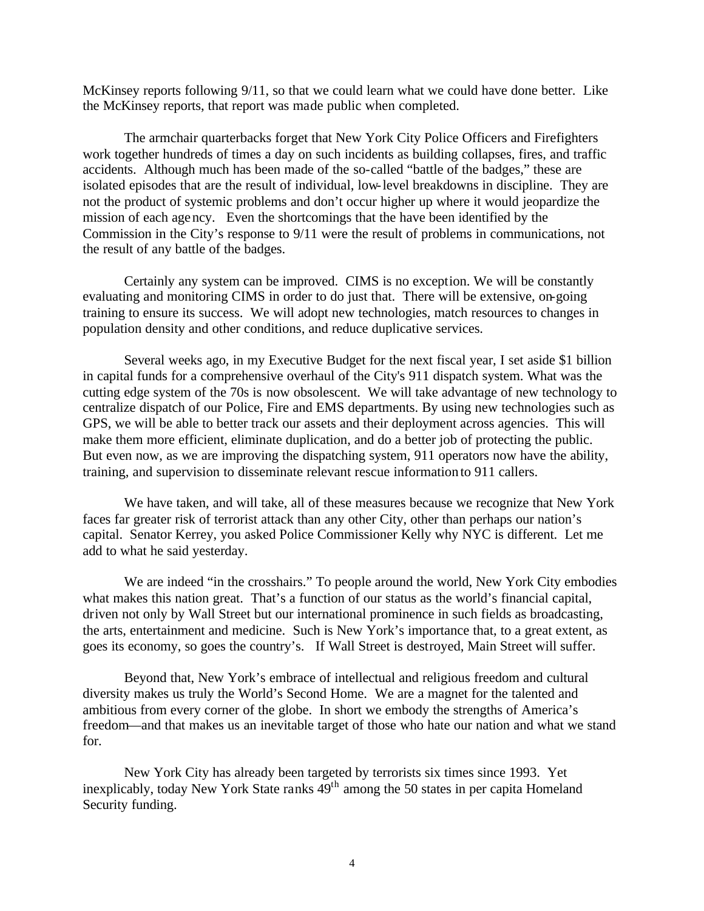McKinsey reports following 9/11, so that we could learn what we could have done better. Like the McKinsey reports, that report was made public when completed.

The armchair quarterbacks forget that New York City Police Officers and Firefighters work together hundreds of times a day on such incidents as building collapses, fires, and traffic accidents. Although much has been made of the so-called "battle of the badges," these are isolated episodes that are the result of individual, low-level breakdowns in discipline. They are not the product of systemic problems and don't occur higher up where it would jeopardize the mission of each agency. Even the shortcomings that the have been identified by the Commission in the City's response to 9/11 were the result of problems in communications, not the result of any battle of the badges.

Certainly any system can be improved. CIMS is no exception. We will be constantly evaluating and monitoring CIMS in order to do just that. There will be extensive, on-going training to ensure its success. We will adopt new technologies, match resources to changes in population density and other conditions, and reduce duplicative services.

Several weeks ago, in my Executive Budget for the next fiscal year, I set aside $1 billion in capital funds for a comprehensive overhaul of the City's 911 dispatch system. What was the cutting edge system of the 70s is now obsolescent. We will take advantage of new technology to centralize dispatch of our Police, Fire and EMS departments. By using new technologies such as GPS, we will be able to better track our assets and their deployment across agencies. This will make them more efficient, eliminate duplication, and do a better job of protecting the public. But even now, as we are improving the dispatching system, 911 operators now have the ability, training, and supervision to disseminate relevant rescue information to 911 callers.

We have taken, and will take, all of these measures because we recognize that New York faces far greater risk of terrorist attack than any other City, other than perhaps our nation's capital. Senator Kerrey, you asked Police Commissioner Kelly why NYC is different. Let me add to what he said yesterday.

We are indeed "in the crosshairs." To people around the world, New York City embodies what makes this nation great. That's a function of our status as the world's financial capital, driven not only by Wall Street but our international prominence in such fields as broadcasting, the arts, entertainment and medicine. Such is New York's importance that, to a great extent, as goes its economy, so goes the country's. If Wall Street is destroyed, Main Street will suffer.

Beyond that, New York's embrace of intellectual and religious freedom and cultural diversity makes us truly the World's Second Home. We are a magnet for the talented and ambitious from every corner of the globe. In short we embody the strengths of America's freedom—and that makes us an inevitable target of those who hate our nation and what we stand for.

New York City has already been targeted by terrorists six times since 1993. Yet inexplicably, today New York State ranks 49th among the 50 states in per capita Homeland Security funding.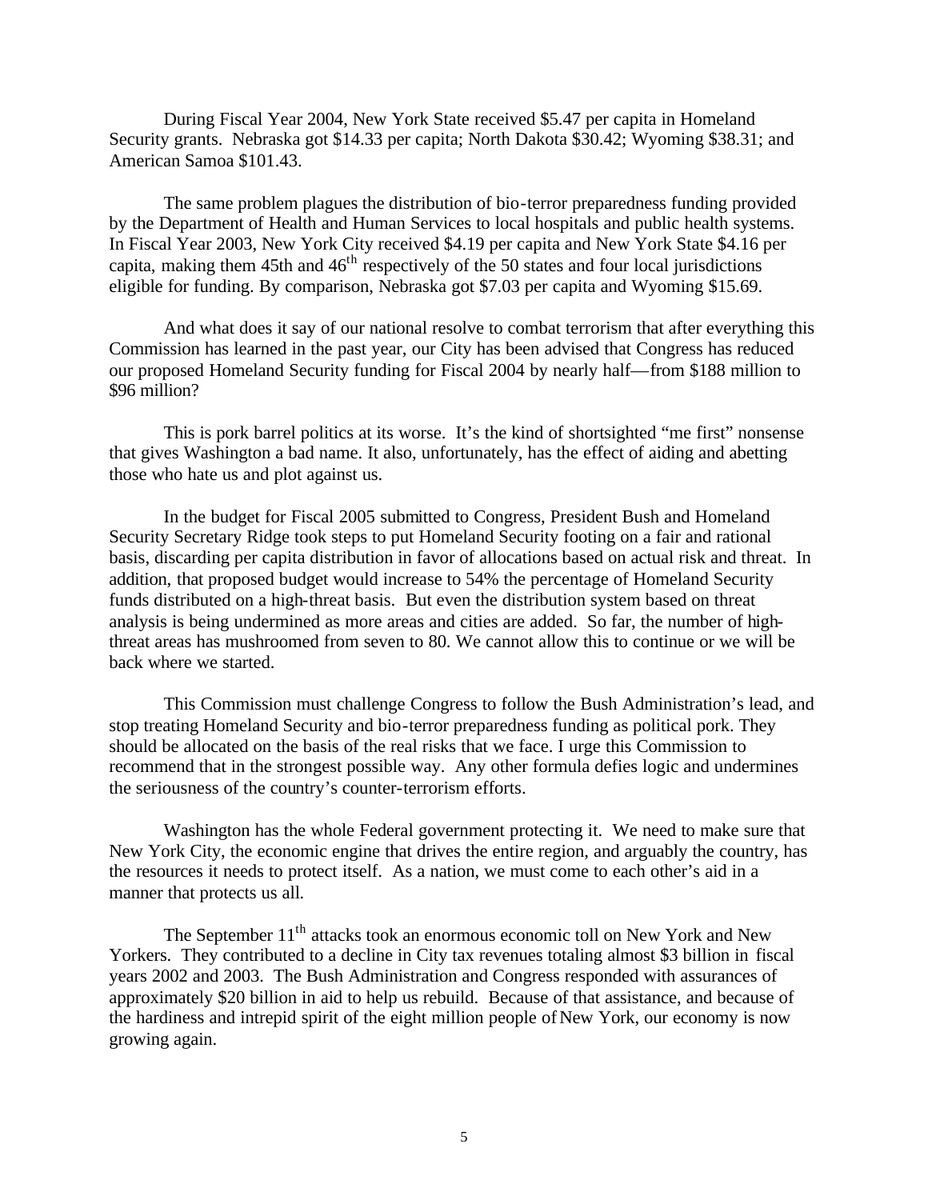During Fiscal Year 2004, New York State received $5.47 per capita in Homeland Security grants. Nebraska got $14.33 per capita; North Dakota $30.42; Wyoming $38.31; and American Samoa $101.43.

The same problem plagues the distribution of bio-terror preparedness funding provided by the Department of Health and Human Services to local hospitals and public health systems. In Fiscal Year 2003, New York City received $4.19 per capita and New York State $4.16 per capita, making them 45th and 46th respectively of the 50 states and four local jurisdictions eligible for funding. By comparison, Nebraska got $7.03 per capita and Wyoming $15.69.

And what does it say of our national resolve to combat terrorism that after everything this Commission has learned in the past year, our City has been advised that Congress has reduced our proposed Homeland Security funding for Fiscal 2004 by nearly half—from $188 million to $96 million?

This is pork barrel politics at its worse. It's the kind of shortsighted "me first" nonsense that gives Washington a bad name. It also, unfortunately, has the effect of aiding and abetting those who hate us and plot against us.

In the budget for Fiscal 2005 submitted to Congress, President Bush and Homeland Security Secretary Ridge took steps to put Homeland Security footing on a fair and rational basis, discarding per capita distribution in favor of allocations based on actual risk and threat. In addition, that proposed budget would increase to 54% the percentage of Homeland Security funds distributed on a high-threat basis. But even the distribution system based on threat analysis is being undermined as more areas and cities are added. So far, the number of high-threat areas has mushroomed from seven to 80. We cannot allow this to continue or we will be back where we started.

This Commission must challenge Congress to follow the Bush Administration's lead, and stop treating Homeland Security and bio-terror preparedness funding as political pork. They should be allocated on the basis of the real risks that we face. I urge this Commission to recommend that in the strongest possible way. Any other formula defies logic and undermines the seriousness of the country's counter-terrorism efforts.

Washington has the whole Federal government protecting it. We need to make sure that New York City, the economic engine that drives the entire region, and arguably the country, has the resources it needs to protect itself. As a nation, we must come to each other's aid in a manner that protects us all.

The September 11th attacks took an enormous economic toll on New York and New Yorkers. They contributed to a decline in City tax revenues totaling almost $3 billion in fiscal years 2002 and 2003. The Bush Administration and Congress responded with assurances of approximately $20 billion in aid to help us rebuild. Because of that assistance, and because of the hardiness and intrepid spirit of the eight million people of New York, our economy is now growing again.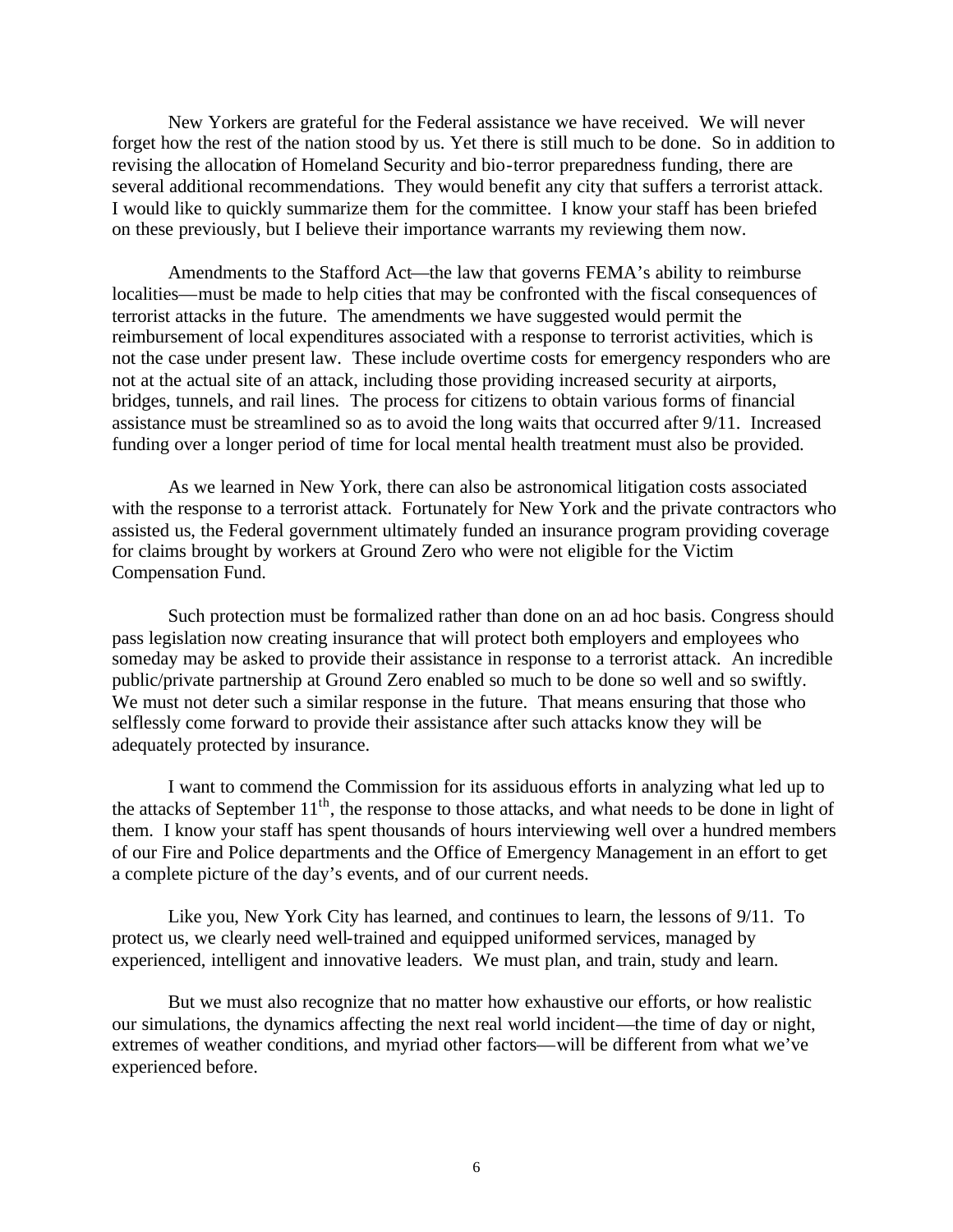New Yorkers are grateful for the Federal assistance we have received. We will never forget how the rest of the nation stood by us. Yet there is still much to be done. So in addition to revising the allocation of Homeland Security and bio-terror preparedness funding, there are several additional recommendations. They would benefit any city that suffers a terrorist attack. I would like to quickly summarize them for the committee. I know your staff has been briefed on these previously, but I believe their importance warrants my reviewing them now.

Amendments to the Stafford Act—the law that governs FEMA's ability to reimburse localities—must be made to help cities that may be confronted with the fiscal consequences of terrorist attacks in the future. The amendments we have suggested would permit the reimbursement of local expenditures associated with a response to terrorist activities, which is not the case under present law. These include overtime costs for emergency responders who are not at the actual site of an attack, including those providing increased security at airports, bridges, tunnels, and rail lines. The process for citizens to obtain various forms of financial assistance must be streamlined so as to avoid the long waits that occurred after 9/11. Increased funding over a longer period of time for local mental health treatment must also be provided.

As we learned in New York, there can also be astronomical litigation costs associated with the response to a terrorist attack. Fortunately for New York and the private contractors who assisted us, the Federal government ultimately funded an insurance program providing coverage for claims brought by workers at Ground Zero who were not eligible for the Victim Compensation Fund.

Such protection must be formalized rather than done on an ad hoc basis. Congress should pass legislation now creating insurance that will protect both employers and employees who someday may be asked to provide their assistance in response to a terrorist attack. An incredible public/private partnership at Ground Zero enabled so much to be done so well and so swiftly. We must not deter such a similar response in the future. That means ensuring that those who selflessly come forward to provide their assistance after such attacks know they will be adequately protected by insurance.

I want to commend the Commission for its assiduous efforts in analyzing what led up to the attacks of September 11th, the response to those attacks, and what needs to be done in light of them. I know your staff has spent thousands of hours interviewing well over a hundred members of our Fire and Police departments and the Office of Emergency Management in an effort to get a complete picture of the day's events, and of our current needs.

Like you, New York City has learned, and continues to learn, the lessons of 9/11. To protect us, we clearly need well-trained and equipped uniformed services, managed by experienced, intelligent and innovative leaders. We must plan, and train, study and learn.

But we must also recognize that no matter how exhaustive our efforts, or how realistic our simulations, the dynamics affecting the next real world incident—the time of day or night, extremes of weather conditions, and myriad other factors—will be different from what we've experienced before.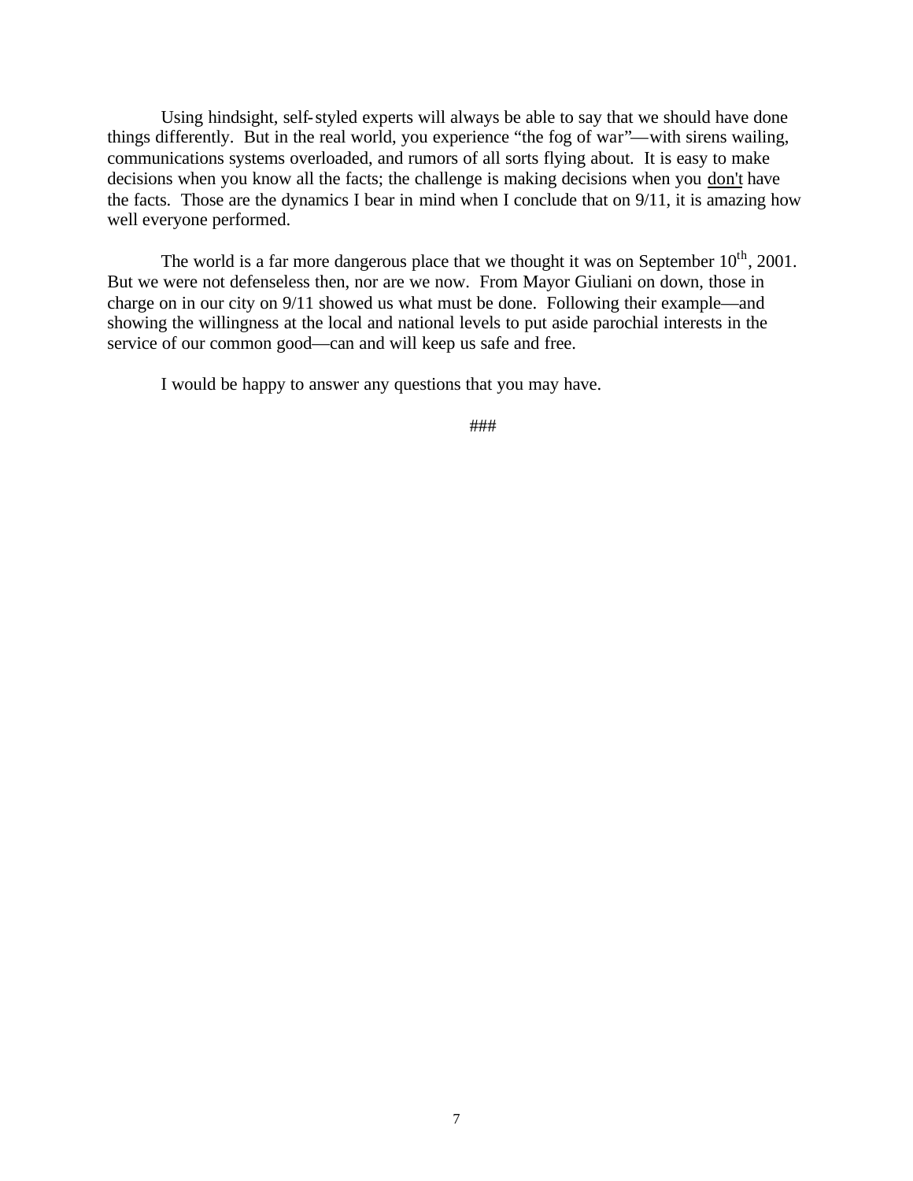Using hindsight, self-styled experts will always be able to say that we should have done things differently. But in the real world, you experience "the fog of war"—with sirens wailing, communications systems overloaded, and rumors of all sorts flying about. It is easy to make decisions when you know all the facts; the challenge is making decisions when you <u>don't</u> have the facts. Those are the dynamics I bear in mind when I conclude that on 9/11, it is amazing how well everyone performed.

The world is a far more dangerous place that we thought it was on September 10th, 2001. But we were not defenseless then, nor are we now. From Mayor Giuliani on down, those in charge on in our city on 9/11 showed us what must be done. Following their example—and showing the willingness at the local and national levels to put aside parochial interests in the service of our common good—can and will keep us safe and free.

I would be happy to answer any questions that you may have.

###